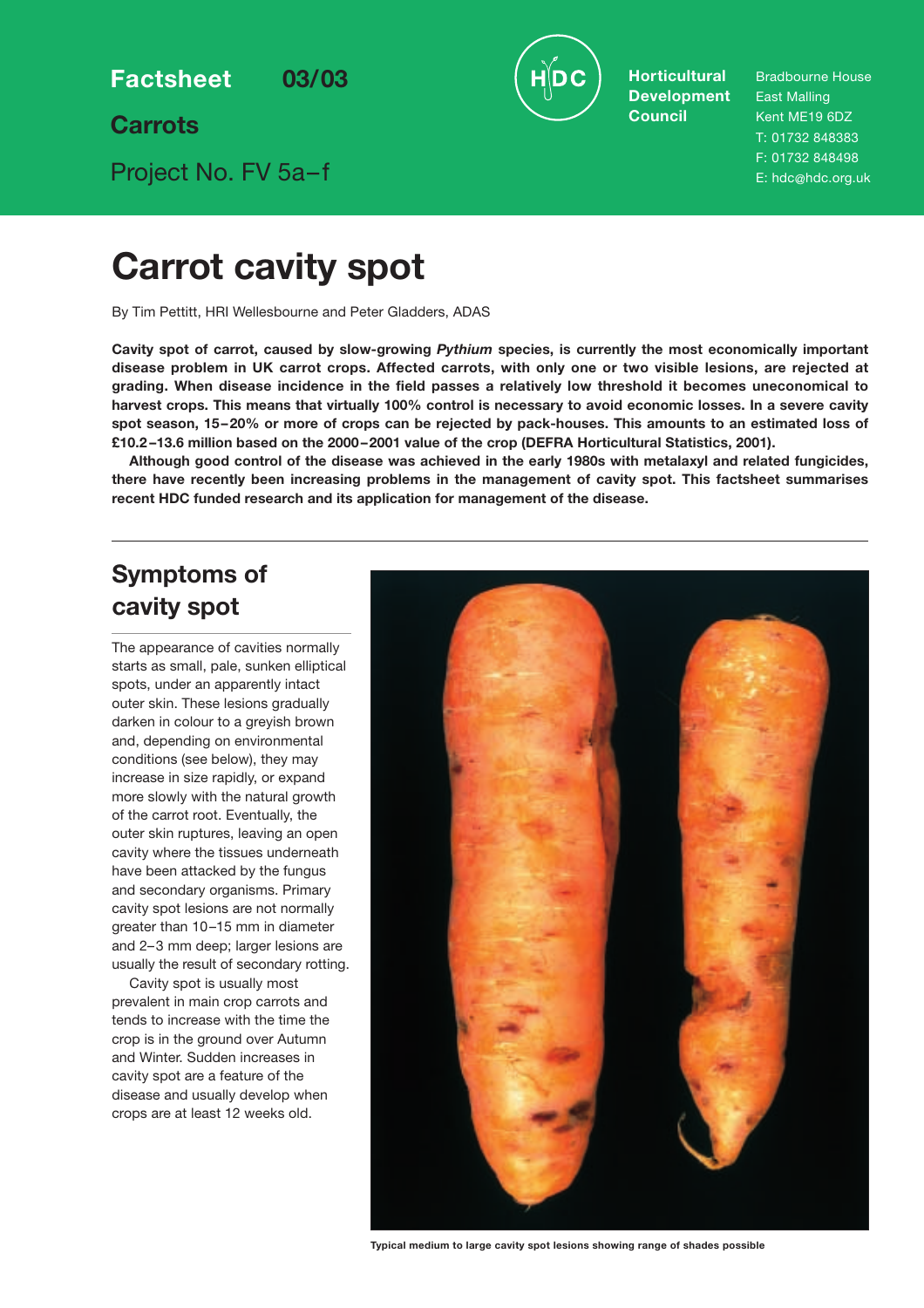**Factsheet 03/03**

**Carrots**

Project No. FV 5a–f

**Horticultural Development Council**

Bradbourne House
East Malling
Kent ME19 6DZ
T: 01732 848383
F: 01732 848498
E: hdc@hdc.org.uk

# Carrot cavity spot

By Tim Pettitt, HRI Wellesbourne and Peter Gladders, ADAS

**Cavity spot of carrot, caused by slow-growing *Pythium* species, is currently the most economically important disease problem in UK carrot crops. Affected carrots, with only one or two visible lesions, are rejected at grading. When disease incidence in the field passes a relatively low threshold it becomes uneconomical to harvest crops. This means that virtually 100% control is necessary to avoid economic losses. In a severe cavity spot season, 15–20% or more of crops can be rejected by pack-houses. This amounts to an estimated loss of £10.2–13.6 million based on the 2000–2001 value of the crop (DEFRA Horticultural Statistics, 2001).**

**Although good control of the disease was achieved in the early 1980s with metalaxyl and related fungicides, there have recently been increasing problems in the management of cavity spot. This factsheet summarises recent HDC funded research and its application for management of the disease.**

## Symptoms of cavity spot

The appearance of cavities normally starts as small, pale, sunken elliptical spots, under an apparently intact outer skin. These lesions gradually darken in colour to a greyish brown and, depending on environmental conditions (see below), they may increase in size rapidly, or expand more slowly with the natural growth of the carrot root. Eventually, the outer skin ruptures, leaving an open cavity where the tissues underneath have been attacked by the fungus and secondary organisms. Primary cavity spot lesions are not normally greater than 10–15 mm in diameter and 2–3 mm deep; larger lesions are usually the result of secondary rotting.

Cavity spot is usually most prevalent in main crop carrots and tends to increase with the time the crop is in the ground over Autumn and Winter. Sudden increases in cavity spot are a feature of the disease and usually develop when crops are at least 12 weeks old.

Typical medium to large cavity spot lesions showing range of shades possible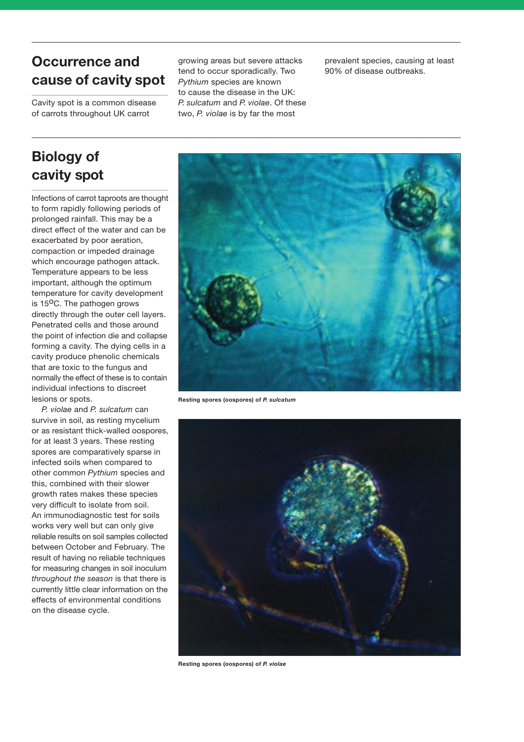## Occurrence and cause of cavity spot

Cavity spot is a common disease of carrots throughout UK carrot growing areas but severe attacks tend to occur sporadically. Two *Pythium* species are known to cause the disease in the UK: *P. sulcatum* and *P. violae*. Of these two, *P. violae* is by far the most prevalent species, causing at least 90% of disease outbreaks.

## Biology of cavity spot

Infections of carrot taproots are thought to form rapidly following periods of prolonged rainfall. This may be a direct effect of the water and can be exacerbated by poor aeration, compaction or impeded drainage which encourage pathogen attack. Temperature appears to be less important, although the optimum temperature for cavity development is 15$^{o}$C. The pathogen grows directly through the outer cell layers. Penetrated cells and those around the point of infection die and collapse forming a cavity. The dying cells in a cavity produce phenolic chemicals that are toxic to the fungus and normally the effect of these is to contain individual infections to discreet lesions or spots.

*P. violae* and *P. sulcatum* can survive in soil, as resting mycelium or as resistant thick-walled oospores, for at least 3 years. These resting spores are comparatively sparse in infected soils when compared to other common *Pythium* species and this, combined with their slower growth rates makes these species very difficult to isolate from soil. An immunodiagnostic test for soils works very well but can only give reliable results on soil samples collected between October and February. The result of having no reliable techniques for measuring changes in soil inoculum *throughout the season* is that there is currently little clear information on the effects of environmental conditions on the disease cycle.

**Resting spores (oospores) of *P. sulcatum***

**Resting spores (oospores) of *P. violae***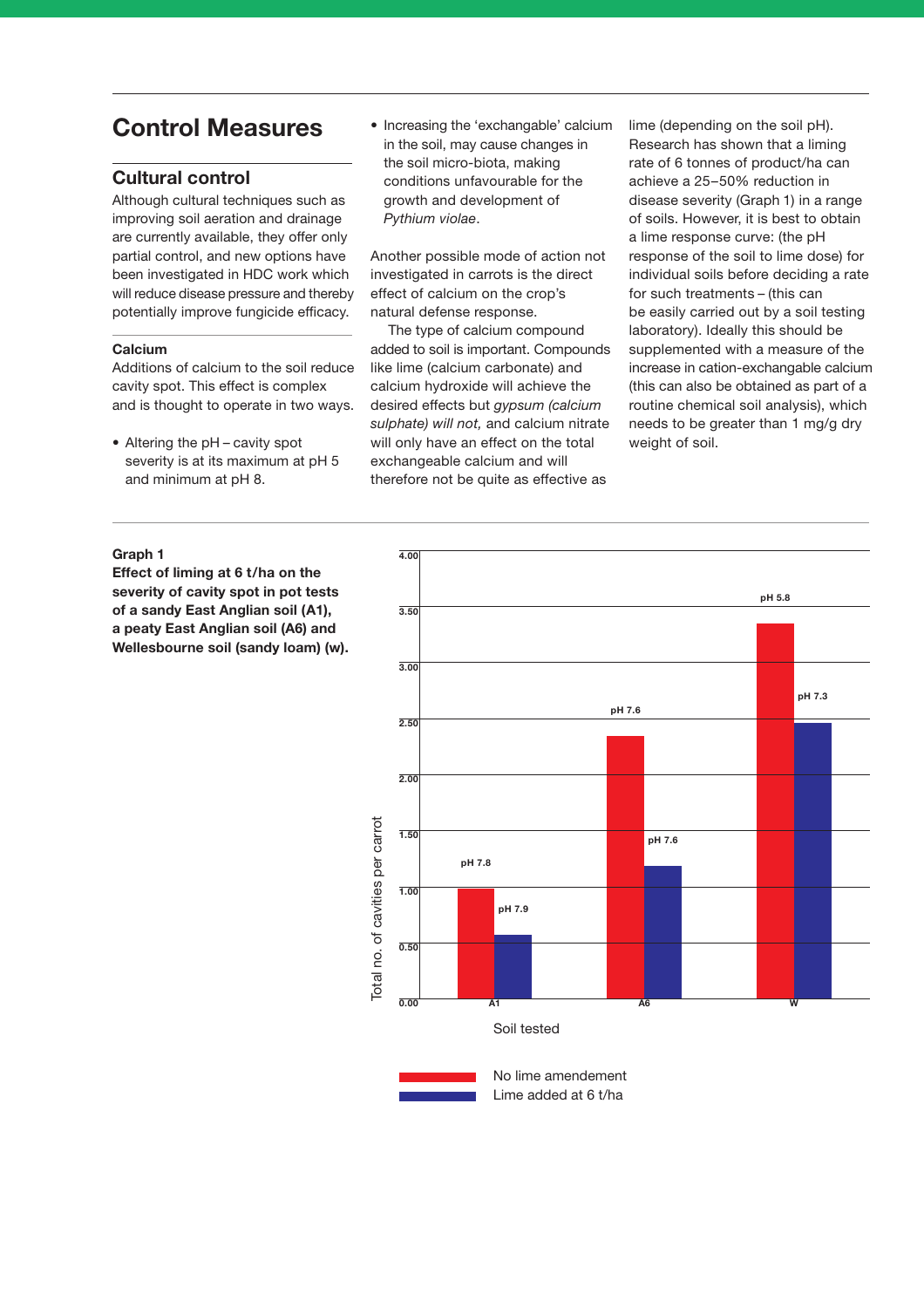# Control Measures

## Cultural control

Although cultural techniques such as improving soil aeration and drainage are currently available, they offer only partial control, and new options have been investigated in HDC work which will reduce disease pressure and thereby potentially improve fungicide efficacy.

### Calcium

Additions of calcium to the soil reduce cavity spot. This effect is complex and is thought to operate in two ways.

- Altering the pH – cavity spot severity is at its maximum at pH 5 and minimum at pH 8.
- Increasing the 'exchangable' calcium in the soil, may cause changes in the soil micro-biota, making conditions unfavourable for the growth and development of *Pythium violae*.

Another possible mode of action not investigated in carrots is the direct effect of calcium on the crop's natural defense response.

The type of calcium compound added to soil is important. Compounds like lime (calcium carbonate) and calcium hydroxide will achieve the desired effects but *gypsum (calcium sulphate) will not,* and calcium nitrate will only have an effect on the total exchangeable calcium and will therefore not be quite as effective as lime (depending on the soil pH). Research has shown that a liming rate of 6 tonnes of product/ha can achieve a 25–50% reduction in disease severity (Graph 1) in a range of soils. However, it is best to obtain a lime response curve: (the pH response of the soil to lime dose) for individual soils before deciding a rate for such treatments – (this can be easily carried out by a soil testing laboratory). Ideally this should be supplemented with a measure of the increase in cation-exchangable calcium (this can also be obtained as part of a routine chemical soil analysis), which needs to be greater than 1 mg/g dry weight of soil.

**Graph 1**
**Effect of liming at 6 t/ha on the severity of cavity spot in pot tests of a sandy East Anglian soil (A1), a peaty East Anglian soil (A6) and Wellesbourne soil (sandy loam) (w).**

Total no. of cavities per carrot (approximate values read from graph)

| Soil tested | No lime amendement | Lime added at 6 t/ha |
|---|---|---|
| A1 | ~1.00 (pH 7.8) | ~0.58 (pH 7.9) |
| A6 | ~2.35 (pH 7.6) | ~1.18 (pH 7.6) |
| W | ~3.35 (pH 5.8) | ~2.47 (pH 7.3) |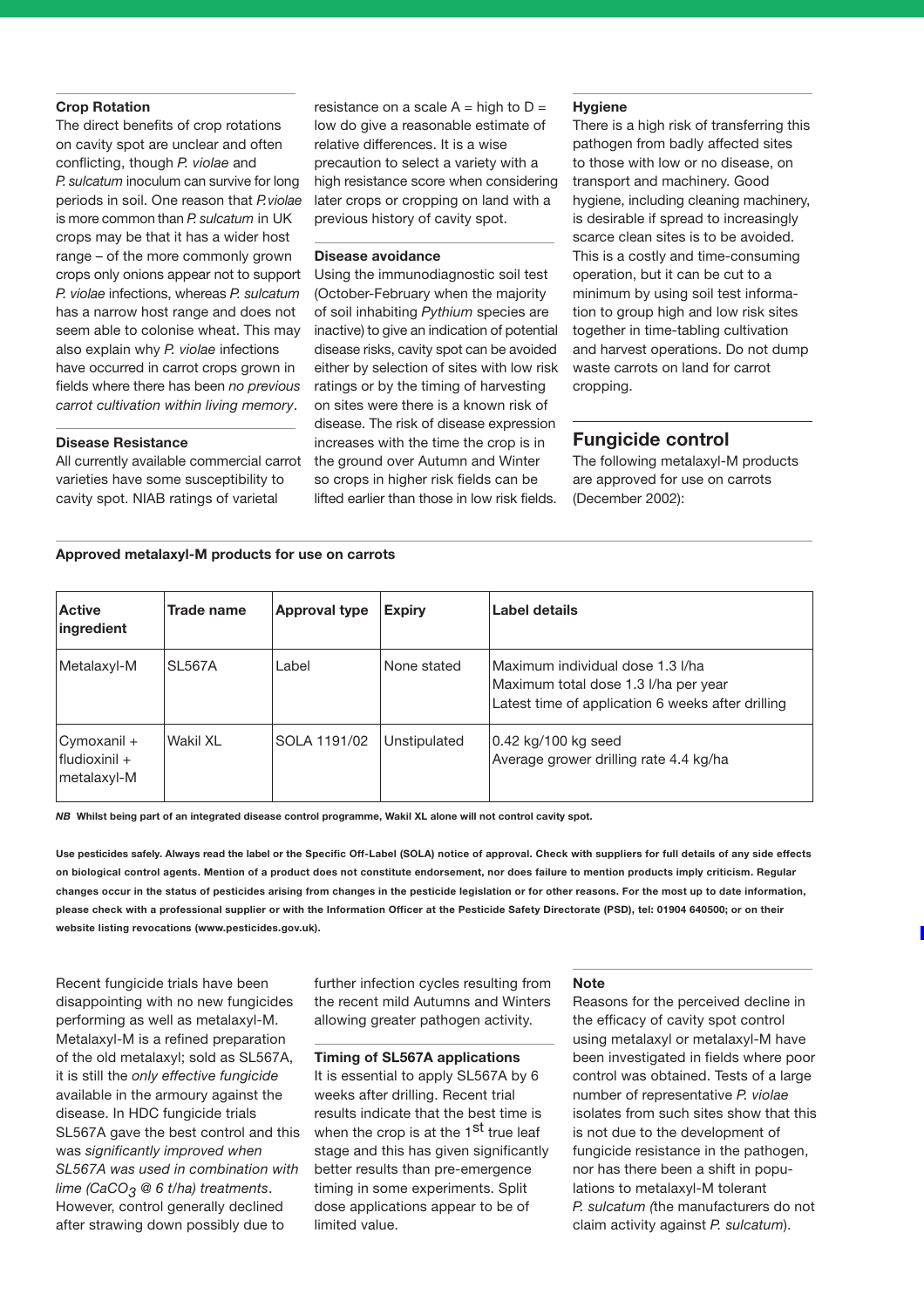### Crop Rotation

The direct benefits of crop rotations on cavity spot are unclear and often conflicting, though *P. violae* and *P. sulcatum* inoculum can survive for long periods in soil. One reason that *P. violae* is more common than *P. sulcatum* in UK crops may be that it has a wider host range – of the more commonly grown crops only onions appear not to support *P. violae* infections, whereas *P. sulcatum* has a narrow host range and does not seem able to colonise wheat. This may also explain why *P. violae* infections have occurred in carrot crops grown in fields where there has been *no previous carrot cultivation within living memory*.

### Disease Resistance

All currently available commercial carrot varieties have some susceptibility to cavity spot. NIAB ratings of varietal resistance on a scale A = high to D = low do give a reasonable estimate of relative differences. It is a wise precaution to select a variety with a high resistance score when considering later crops or cropping on land with a previous history of cavity spot.

### Disease avoidance

Using the immunodiagnostic soil test (October-February when the majority of soil inhabiting *Pythium* species are inactive) to give an indication of potential disease risks, cavity spot can be avoided either by selection of sites with low risk ratings or by the timing of harvesting on sites were there is a known risk of disease. The risk of disease expression increases with the time the crop is in the ground over Autumn and Winter so crops in higher risk fields can be lifted earlier than those in low risk fields.

### Hygiene

There is a high risk of transferring this pathogen from badly affected sites to those with low or no disease, on transport and machinery. Good hygiene, including cleaning machinery, is desirable if spread to increasingly scarce clean sites is to be avoided. This is a costly and time-consuming operation, but it can be cut to a minimum by using soil test information to group high and low risk sites together in time-tabling cultivation and harvest operations. Do not dump waste carrots on land for carrot cropping.

## Fungicide control

The following metalaxyl-M products are approved for use on carrots (December 2002):

**Approved metalaxyl-M products for use on carrots**

| Active ingredient | Trade name | Approval type | Expiry | Label details |
|---|---|---|---|---|
| Metalaxyl-M | SL567A | Label | None stated | Maximum individual dose 1.3 l/ha<br>Maximum total dose 1.3 l/ha per year<br>Latest time of application 6 weeks after drilling |
| Cymoxanil + fludioxinil + metalaxyl-M | Wakil XL | SOLA 1191/02 | Unstipulated | 0.42 kg/100 kg seed<br>Average grower drilling rate 4.4 kg/ha |

***NB*** **Whilst being part of an integrated disease control programme, Wakil XL alone will not control cavity spot.**

**Use pesticides safely. Always read the label or the Specific Off-Label (SOLA) notice of approval. Check with suppliers for full details of any side effects on biological control agents. Mention of a product does not constitute endorsement, nor does failure to mention products imply criticism. Regular changes occur in the status of pesticides arising from changes in the pesticide legislation or for other reasons. For the most up to date information, please check with a professional supplier or with the Information Officer at the Pesticide Safety Directorate (PSD), tel: 01904 640500; or on their website listing revocations (www.pesticides.gov.uk).**

Recent fungicide trials have been disappointing with no new fungicides performing as well as metalaxyl-M. Metalaxyl-M is a refined preparation of the old metalaxyl; sold as SL567A, it is still the *only effective fungicide* available in the armoury against the disease. In HDC fungicide trials SL567A gave the best control and this was *significantly improved when SL567A was used in combination with lime ($CaCO_3$ @ 6 t/ha) treatments*. However, control generally declined after strawing down possibly due to further infection cycles resulting from the recent mild Autumns and Winters allowing greater pathogen activity.

### Timing of SL567A applications

It is essential to apply SL567A by 6 weeks after drilling. Recent trial results indicate that the best time is when the crop is at the 1st true leaf stage and this has given significantly better results than pre-emergence timing in some experiments. Split dose applications appear to be of limited value.

### Note

Reasons for the perceived decline in the efficacy of cavity spot control using metalaxyl or metalaxyl-M have been investigated in fields where poor control was obtained. Tests of a large number of representative *P. violae* isolates from such sites show that this is not due to the development of fungicide resistance in the pathogen, nor has there been a shift in populations to metalaxyl-M tolerant *P. sulcatum (*the manufacturers do not claim activity against *P. sulcatum*).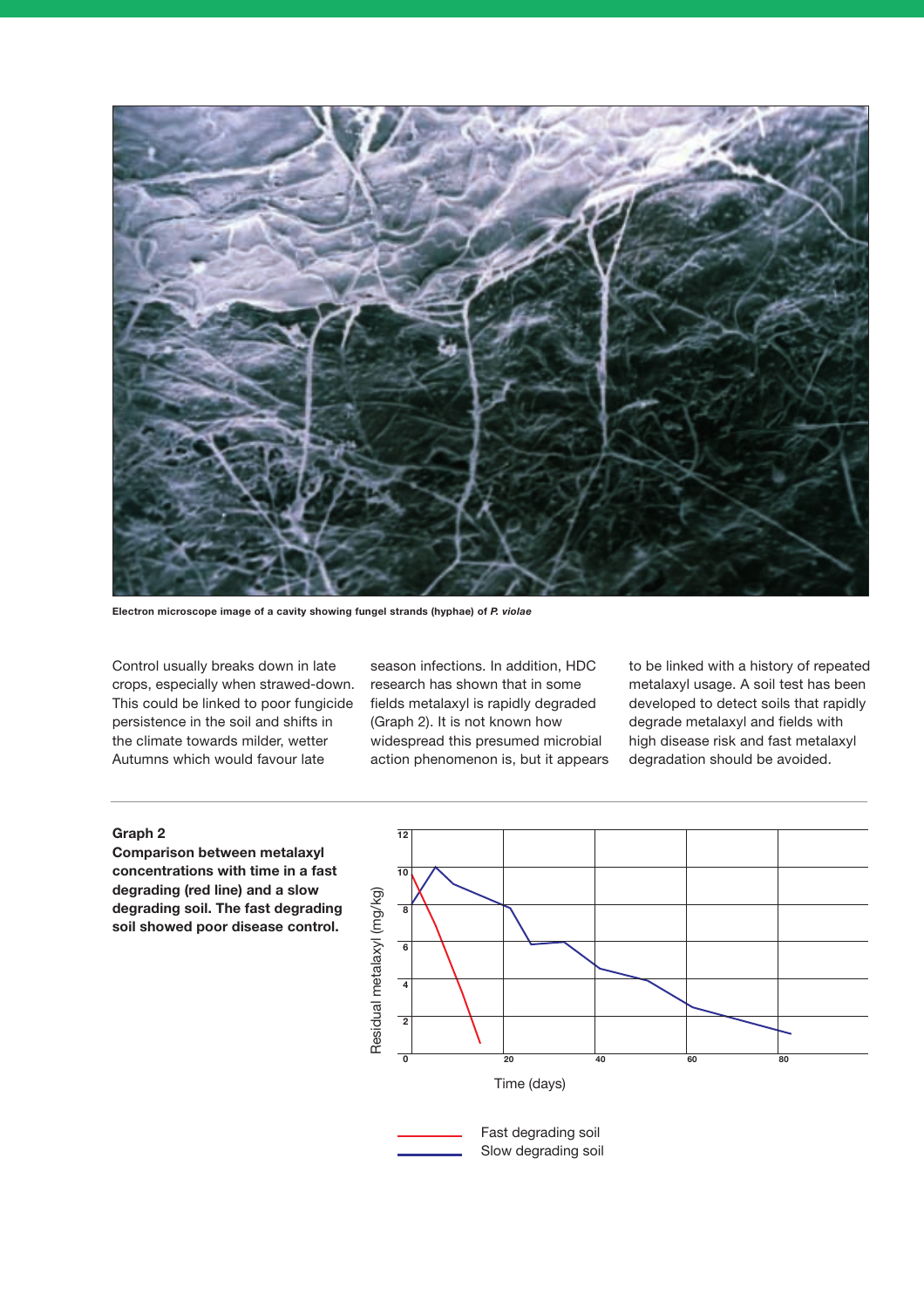Electron microscope image of a cavity showing fungel strands (hyphae) of *P. violae*

Control usually breaks down in late crops, especially when strawed-down. This could be linked to poor fungicide persistence in the soil and shifts in the climate towards milder, wetter Autumns which would favour late season infections. In addition, HDC research has shown that in some fields metalaxyl is rapidly degraded (Graph 2). It is not known how widespread this presumed microbial action phenomenon is, but it appears to be linked with a history of repeated metalaxyl usage. A soil test has been developed to detect soils that rapidly degrade metalaxyl and fields with high disease risk and fast metalaxyl degradation should be avoided.

**Graph 2**
**Comparison between metalaxyl concentrations with time in a fast degrading (red line) and a slow degrading soil. The fast degrading soil showed poor disease control.**

Residual metalaxyl (mg/kg)

Time (days)

Fast degrading soil
Slow degrading soil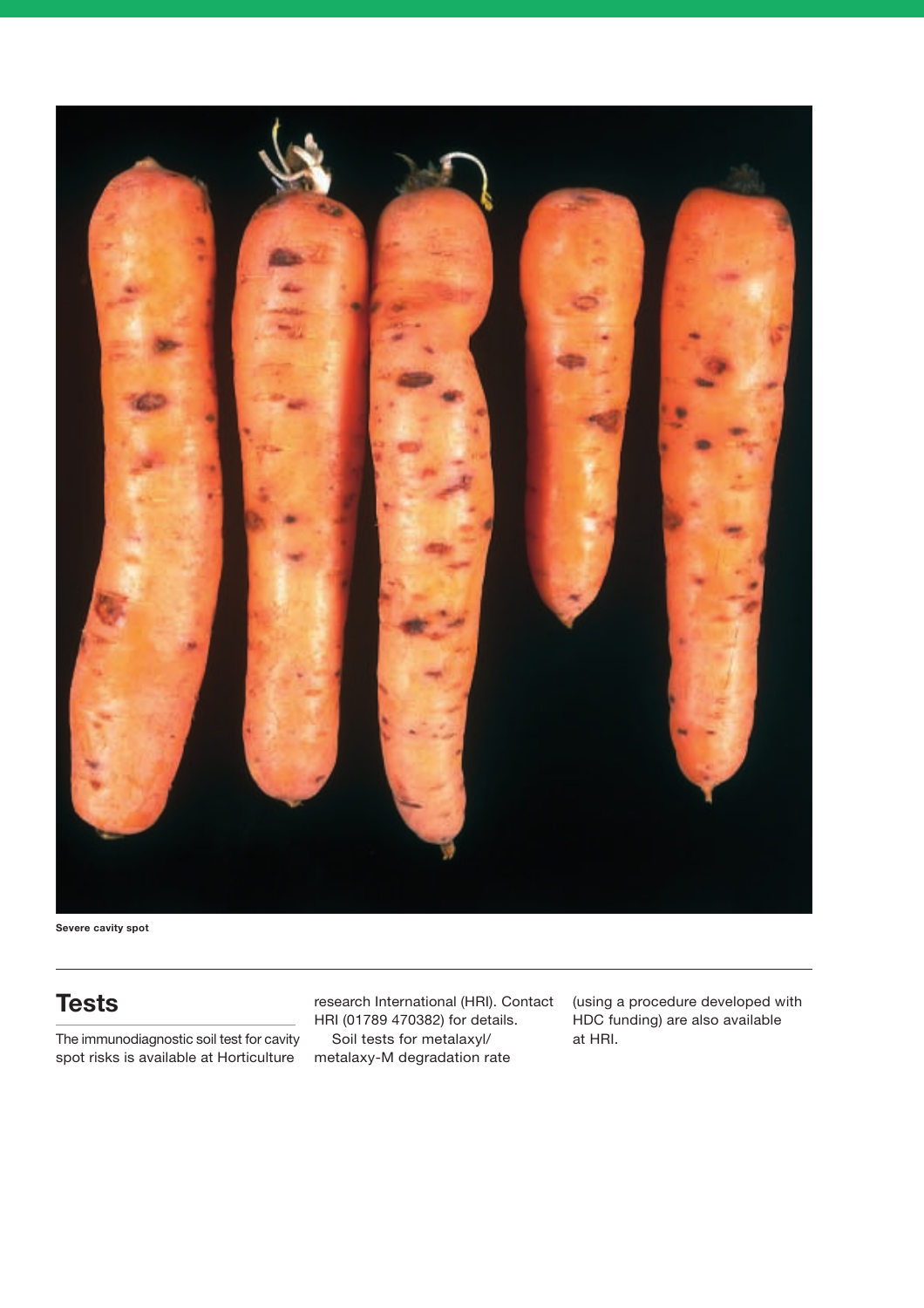Severe cavity spot

## Tests

The immunodiagnostic soil test for cavity spot risks is available at Horticulture research International (HRI). Contact HRI (01789 470382) for details.

Soil tests for metalaxyl/ metalaxy-M degradation rate (using a procedure developed with HDC funding) are also available at HRI.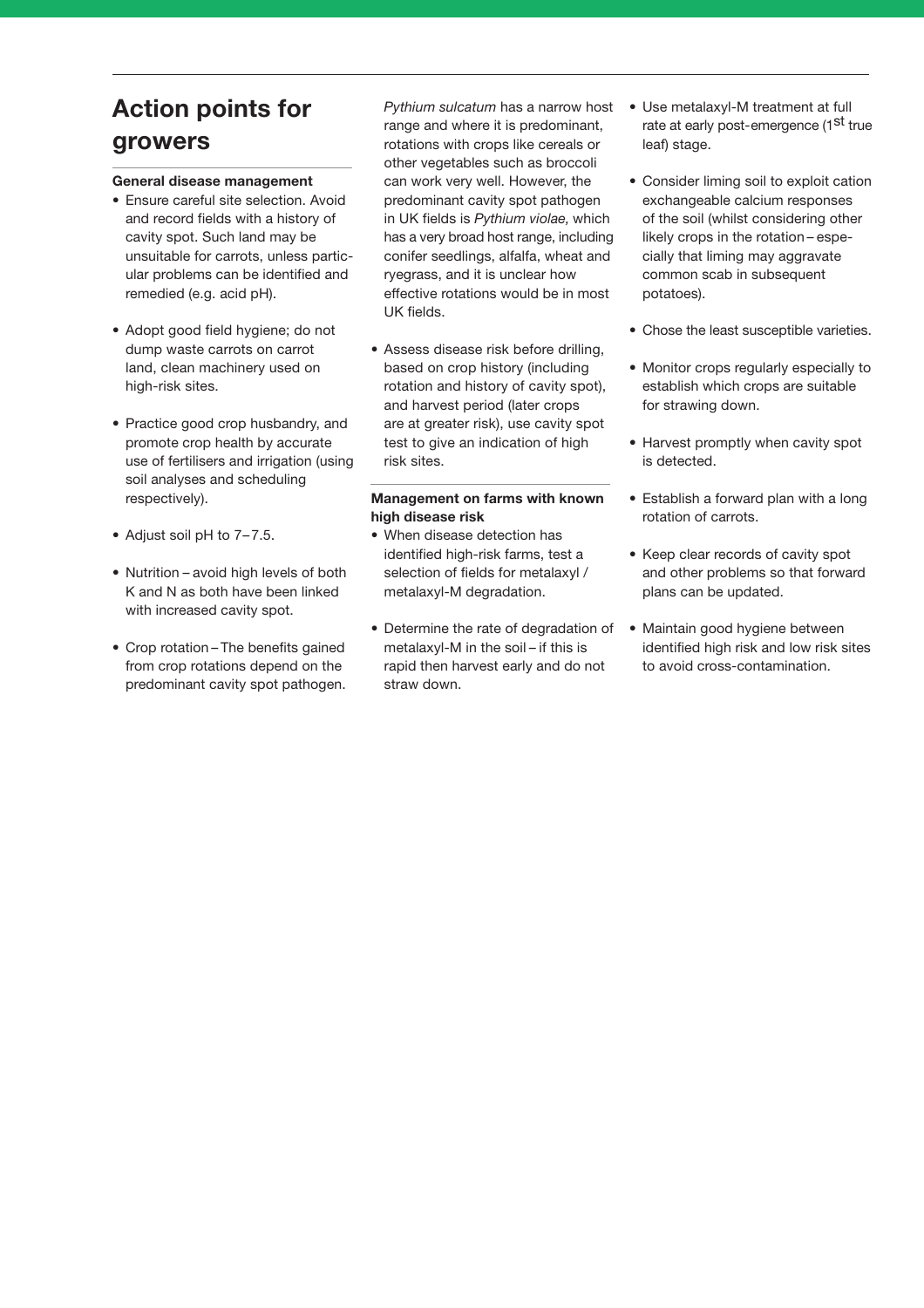## Action points for growers

### General disease management

- Ensure careful site selection. Avoid and record fields with a history of cavity spot. Such land may be unsuitable for carrots, unless particular problems can be identified and remedied (e.g. acid pH).
- Adopt good field hygiene; do not dump waste carrots on carrot land, clean machinery used on high-risk sites.
- Practice good crop husbandry, and promote crop health by accurate use of fertilisers and irrigation (using soil analyses and scheduling respectively).
- Adjust soil pH to 7–7.5.
- Nutrition – avoid high levels of both K and N as both have been linked with increased cavity spot.
- Crop rotation – The benefits gained from crop rotations depend on the predominant cavity spot pathogen. *Pythium sulcatum* has a narrow host range and where it is predominant, rotations with crops like cereals or other vegetables such as broccoli can work very well. However, the predominant cavity spot pathogen in UK fields is *Pythium violae,* which has a very broad host range, including conifer seedlings, alfalfa, wheat and ryegrass, and it is unclear how effective rotations would be in most UK fields.
- Assess disease risk before drilling, based on crop history (including rotation and history of cavity spot), and harvest period (later crops are at greater risk), use cavity spot test to give an indication of high risk sites.

### Management on farms with known high disease risk

- When disease detection has identified high-risk farms, test a selection of fields for metalaxyl / metalaxyl-M degradation.
- Determine the rate of degradation of metalaxyl-M in the soil – if this is rapid then harvest early and do not straw down.
- Use metalaxyl-M treatment at full rate at early post-emergence (1st true leaf) stage.
- Consider liming soil to exploit cation exchangeable calcium responses of the soil (whilst considering other likely crops in the rotation – especially that liming may aggravate common scab in subsequent potatoes).
- Chose the least susceptible varieties.
- Monitor crops regularly especially to establish which crops are suitable for strawing down.
- Harvest promptly when cavity spot is detected.
- Establish a forward plan with a long rotation of carrots.
- Keep clear records of cavity spot and other problems so that forward plans can be updated.
- Maintain good hygiene between identified high risk and low risk sites to avoid cross-contamination.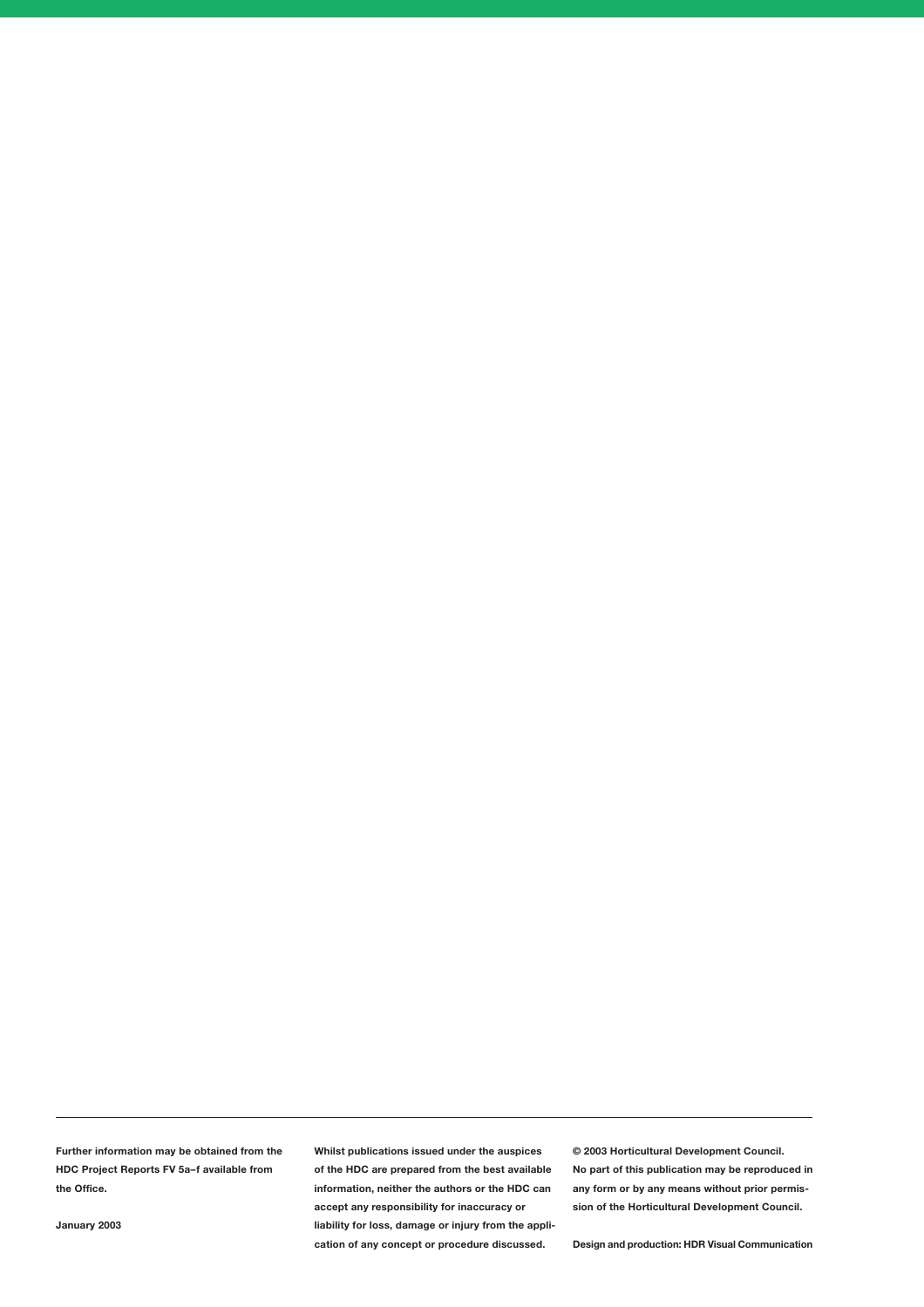**Further information may be obtained from the HDC Project Reports FV 5a–f available from the Office.**

**January 2003**

**Whilst publications issued under the auspices of the HDC are prepared from the best available information, neither the authors or the HDC can accept any responsibility for inaccuracy or liability for loss, damage or injury from the application of any concept or procedure discussed.**

**© 2003 Horticultural Development Council. No part of this publication may be reproduced in any form or by any means without prior permission of the Horticultural Development Council.**

**Design and production: HDR Visual Communication**